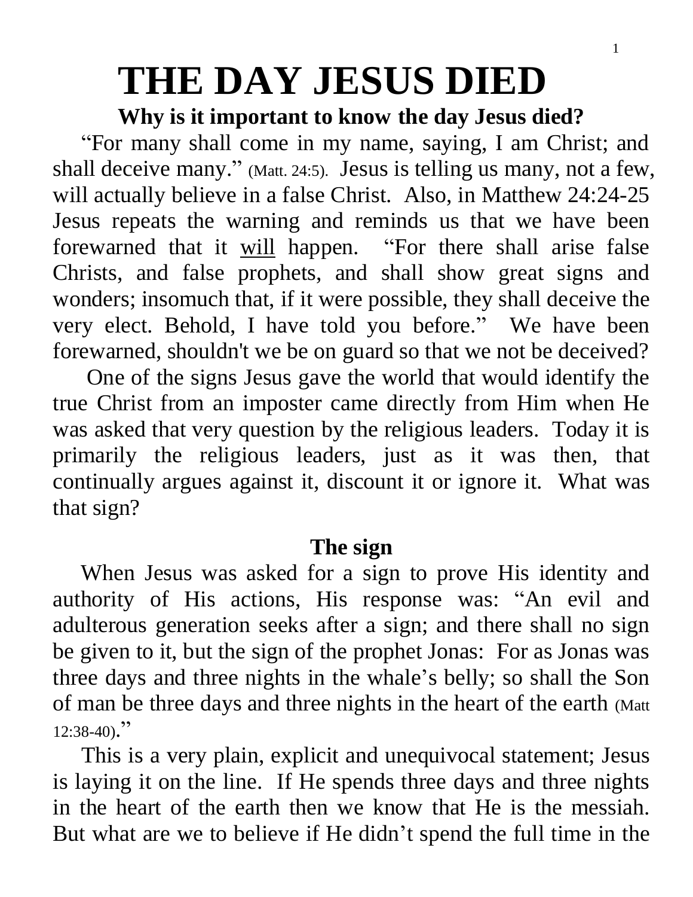# THE DAY JESUS DIED

### Why is it important to know the day Jesus died?

"For many shall come in my name, saying, I am Christ; and shall deceive many." (Matt. 24:5). Jesus is telling us many, not a few, will actually believe in a false Christ. Also, in Matthew 24:24-25 Jesus repeats the warning and reminds us that we have been forewarned that it <u>will</u> happen. "For there shall arise false Christs, and false prophets, and shall show great signs and wonders; insomuch that, if it were possible, they shall deceive the very elect. Behold, I have told you before." We have been forewarned, shouldn't we be on guard so that we not be deceived?

One of the signs Jesus gave the world that would identify the true Christ from an imposter came directly from Him when He was asked that very question by the religious leaders. Today it is primarily the religious leaders, just as it was then, that continually argues against it, discount it or ignore it. What was that sign?

### The sign

When Jesus was asked for a sign to prove His identity and authority of His actions, His response was: "An evil and adulterous generation seeks after a sign; and there shall no sign be given to it, but the sign of the prophet Jonas: For as Jonas was three days and three nights in the whale's belly; so shall the Son of man be three days and three nights in the heart of the earth (Matt 12:38-40)."

This is a very plain, explicit and unequivocal statement; Jesus is laying it on the line. If He spends three days and three nights in the heart of the earth then we know that He is the messiah. But what are we to believe if He didn't spend the full time in the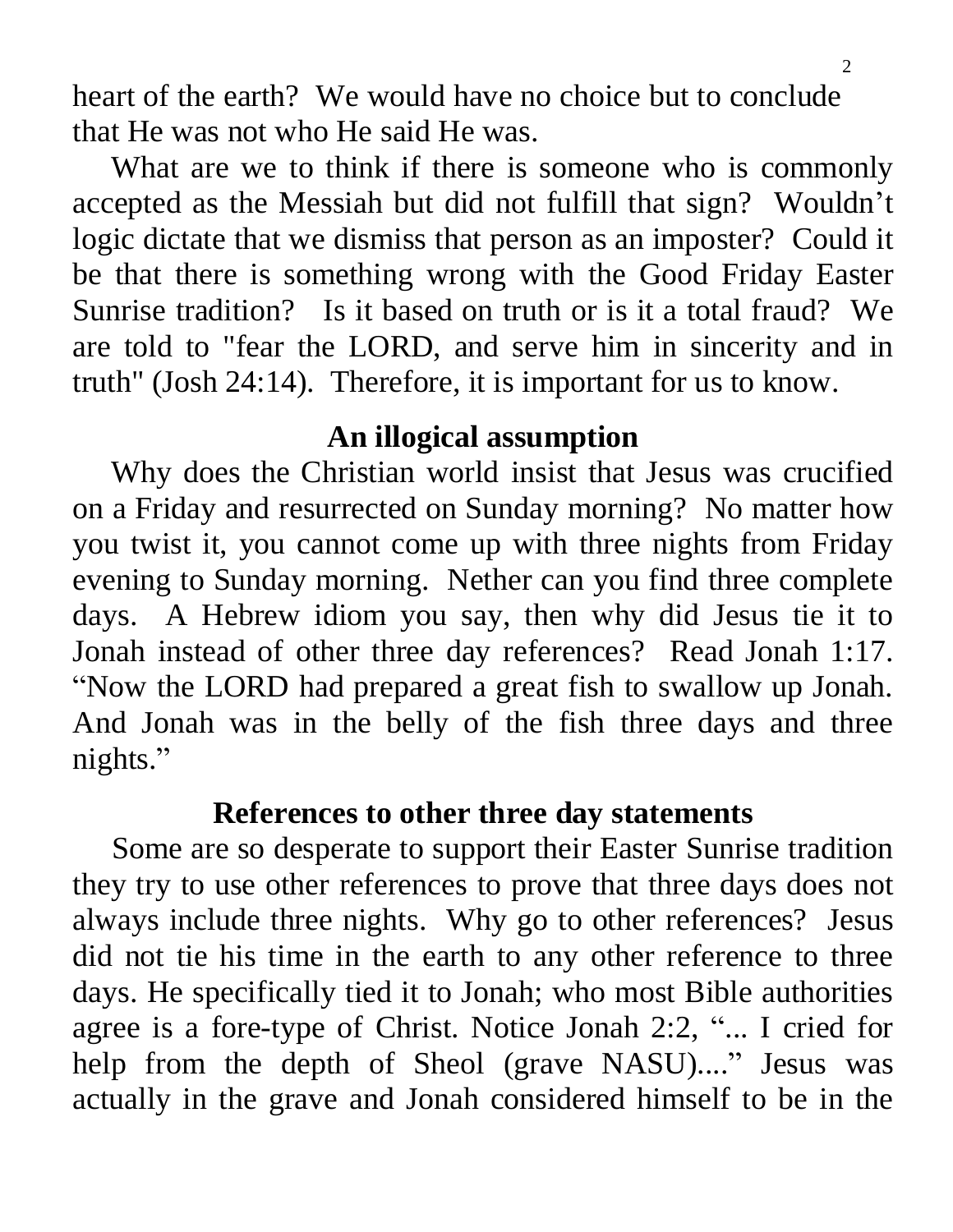heart of the earth? We would have no choice but to conclude that He was not who He said He was.

What are we to think if there is someone who is commonly accepted as the Messiah but did not fulfill that sign? Wouldn't logic dictate that we dismiss that person as an imposter? Could it be that there is something wrong with the Good Friday Easter Sunrise tradition? Is it based on truth or is it a total fraud? We are told to "fear the LORD, and serve him in sincerity and in truth" (Josh 24:14). Therefore, it is important for us to know.

### An illogical assumption

Why does the Christian world insist that Jesus was crucified on a Friday and resurrected on Sunday morning? No matter how you twist it, you cannot come up with three nights from Friday evening to Sunday morning. Nether can you find three complete days. A Hebrew idiom you say, then why did Jesus tie it to Jonah instead of other three day references? Read Jonah 1:17. "Now the LORD had prepared a great fish to swallow up Jonah. And Jonah was in the belly of the fish three days and three nights."

### References to other three day statements

Some are so desperate to support their Easter Sunrise tradition they try to use other references to prove that three days does not always include three nights. Why go to other references? Jesus did not tie his time in the earth to any other reference to three days. He specifically tied it to Jonah; who most Bible authorities agree is a fore-type of Christ. Notice Jonah 2:2, "... I cried for help from the depth of Sheol (grave NASU)...." Jesus was actually in the grave and Jonah considered himself to be in the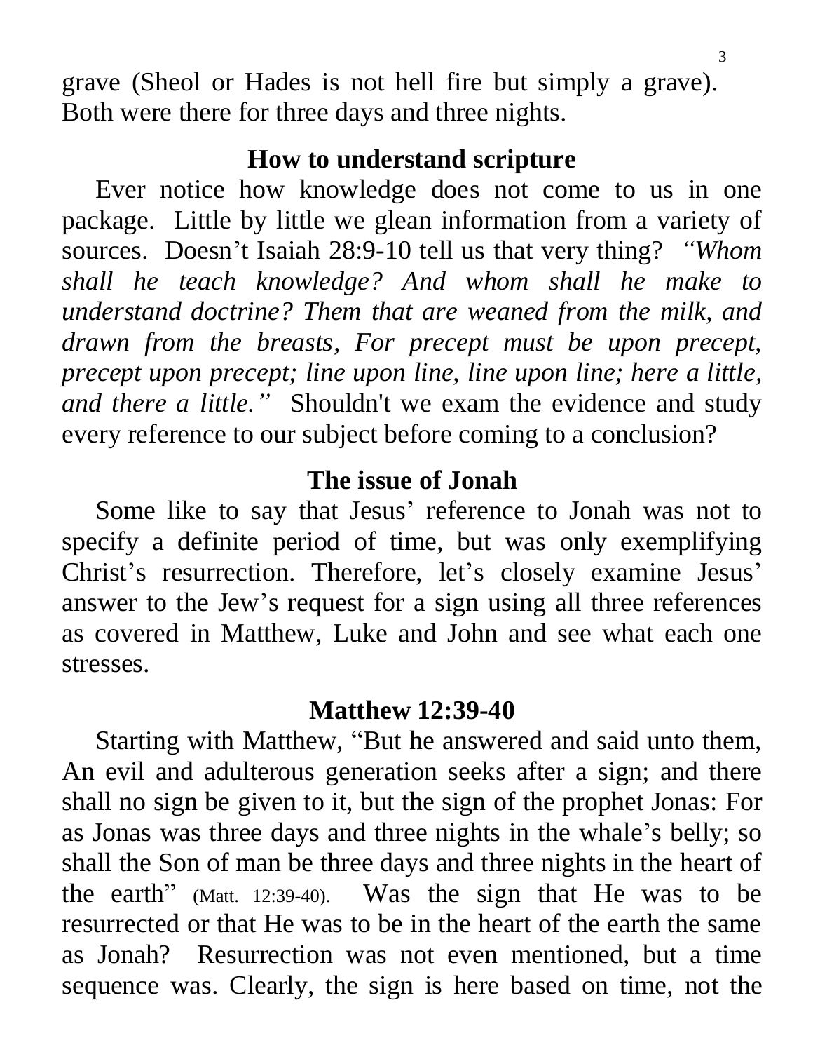grave (Sheol or Hades is not hell fire but simply a grave). Both were there for three days and three nights.

## How to understand scripture

Ever notice how knowledge does not come to us in one package. Little by little we glean information from a variety of sources. Doesn't Isaiah 28:9-10 tell us that very thing? *"Whom shall he teach knowledge? And whom shall he make to understand doctrine? Them that are weaned from the milk, and drawn from the breasts, For precept must be upon precept, precept upon precept; line upon line, line upon line; here a little, and there a little."* Shouldn't we exam the evidence and study every reference to our subject before coming to a conclusion?

## The issue of Jonah

Some like to say that Jesus' reference to Jonah was not to specify a definite period of time, but was only exemplifying Christ's resurrection. Therefore, let's closely examine Jesus' answer to the Jew's request for a sign using all three references as covered in Matthew, Luke and John and see what each one stresses.

## Matthew 12:39-40

Starting with Matthew, "But he answered and said unto them, An evil and adulterous generation seeks after a sign; and there shall no sign be given to it, but the sign of the prophet Jonas: For as Jonas was three days and three nights in the whale's belly; so shall the Son of man be three days and three nights in the heart of the earth" (Matt. 12:39-40). Was the sign that He was to be resurrected or that He was to be in the heart of the earth the same as Jonah? Resurrection was not even mentioned, but a time sequence was. Clearly, the sign is here based on time, not the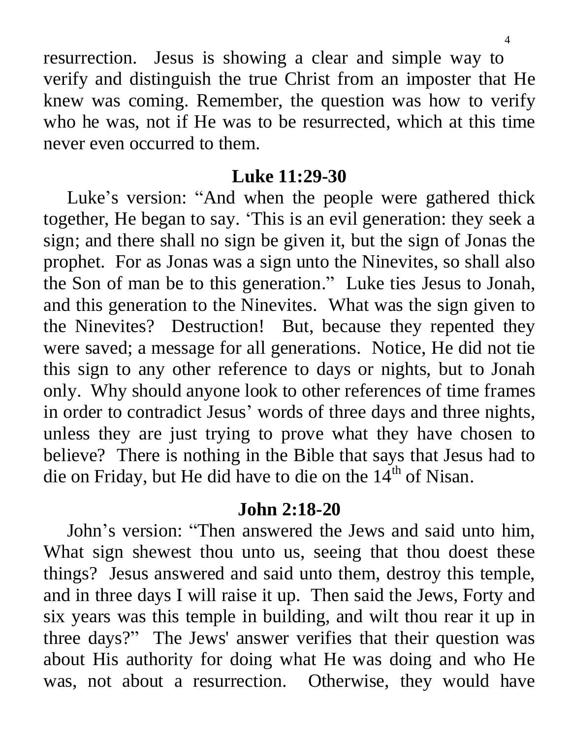resurrection. Jesus is showing a clear and simple way to verify and distinguish the true Christ from an imposter that He knew was coming. Remember, the question was how to verify who he was, not if He was to be resurrected, which at this time never even occurred to them.

## Luke 11:29-30

Luke's version: "And when the people were gathered thick together, He began to say. 'This is an evil generation: they seek a sign; and there shall no sign be given it, but the sign of Jonas the prophet. For as Jonas was a sign unto the Ninevites, so shall also the Son of man be to this generation." Luke ties Jesus to Jonah, and this generation to the Ninevites. What was the sign given to the Ninevites? Destruction! But, because they repented they were saved; a message for all generations. Notice, He did not tie this sign to any other reference to days or nights, but to Jonah only. Why should anyone look to other references of time frames in order to contradict Jesus' words of three days and three nights, unless they are just trying to prove what they have chosen to believe? There is nothing in the Bible that says that Jesus had to die on Friday, but He did have to die on the 14th of Nisan.

## John 2:18-20

John's version: "Then answered the Jews and said unto him, What sign shewest thou unto us, seeing that thou doest these things? Jesus answered and said unto them, destroy this temple, and in three days I will raise it up. Then said the Jews, Forty and six years was this temple in building, and wilt thou rear it up in three days?" The Jews' answer verifies that their question was about His authority for doing what He was doing and who He was, not about a resurrection. Otherwise, they would have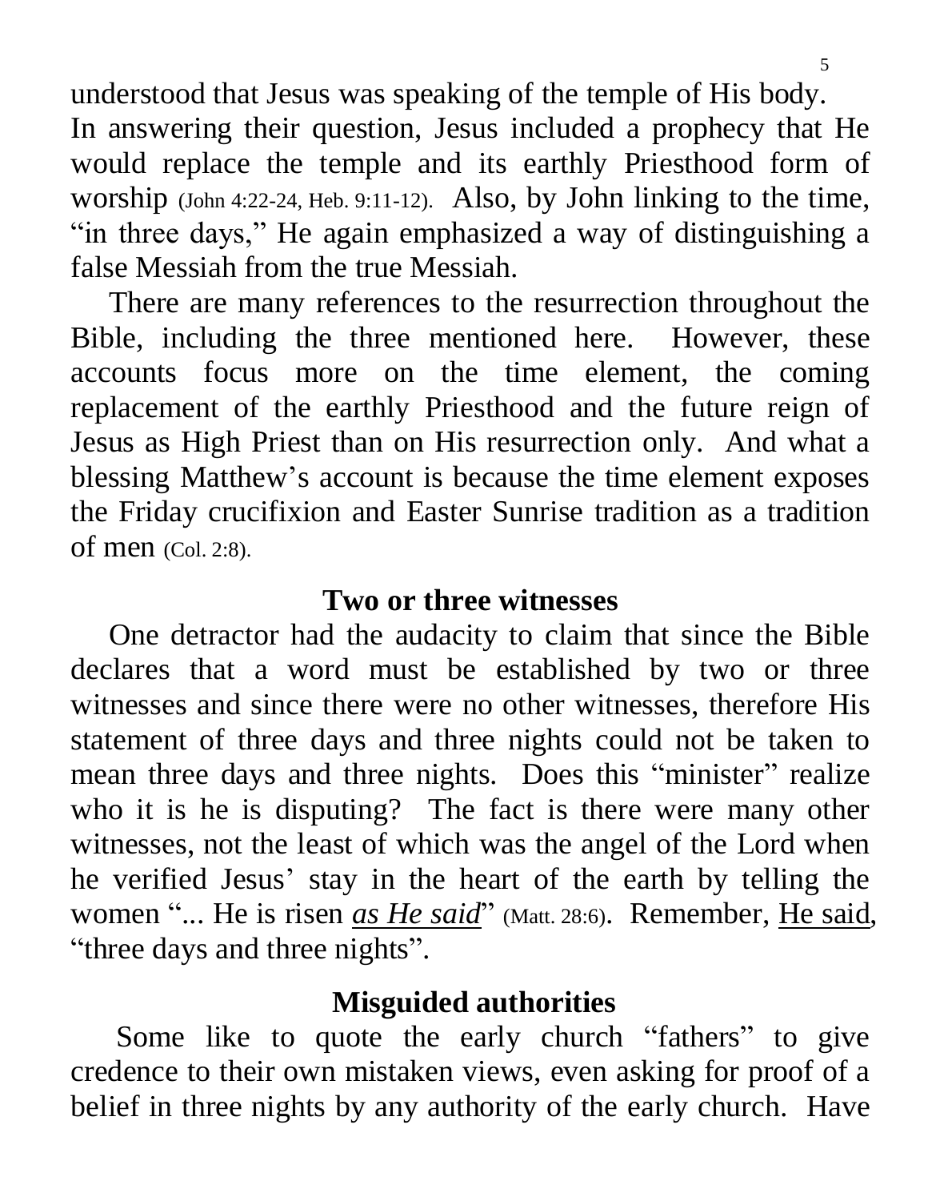understood that Jesus was speaking of the temple of His body. In answering their question, Jesus included a prophecy that He would replace the temple and its earthly Priesthood form of worship (John 4:22-24, Heb. 9:11-12). Also, by John linking to the time, "in three days," He again emphasized a way of distinguishing a false Messiah from the true Messiah.

There are many references to the resurrection throughout the Bible, including the three mentioned here. However, these accounts focus more on the time element, the coming replacement of the earthly Priesthood and the future reign of Jesus as High Priest than on His resurrection only. And what a blessing Matthew's account is because the time element exposes the Friday crucifixion and Easter Sunrise tradition as a tradition of men (Col. 2:8).

## Two or three witnesses

One detractor had the audacity to claim that since the Bible declares that a word must be established by two or three witnesses and since there were no other witnesses, therefore His statement of three days and three nights could not be taken to mean three days and three nights. Does this "minister" realize who it is he is disputing? The fact is there were many other witnesses, not the least of which was the angel of the Lord when he verified Jesus' stay in the heart of the earth by telling the women "... He is risen *as He said*" (Matt. 28:6). Remember, He said, "three days and three nights".

## Misguided authorities

Some like to quote the early church "fathers" to give credence to their own mistaken views, even asking for proof of a belief in three nights by any authority of the early church. Have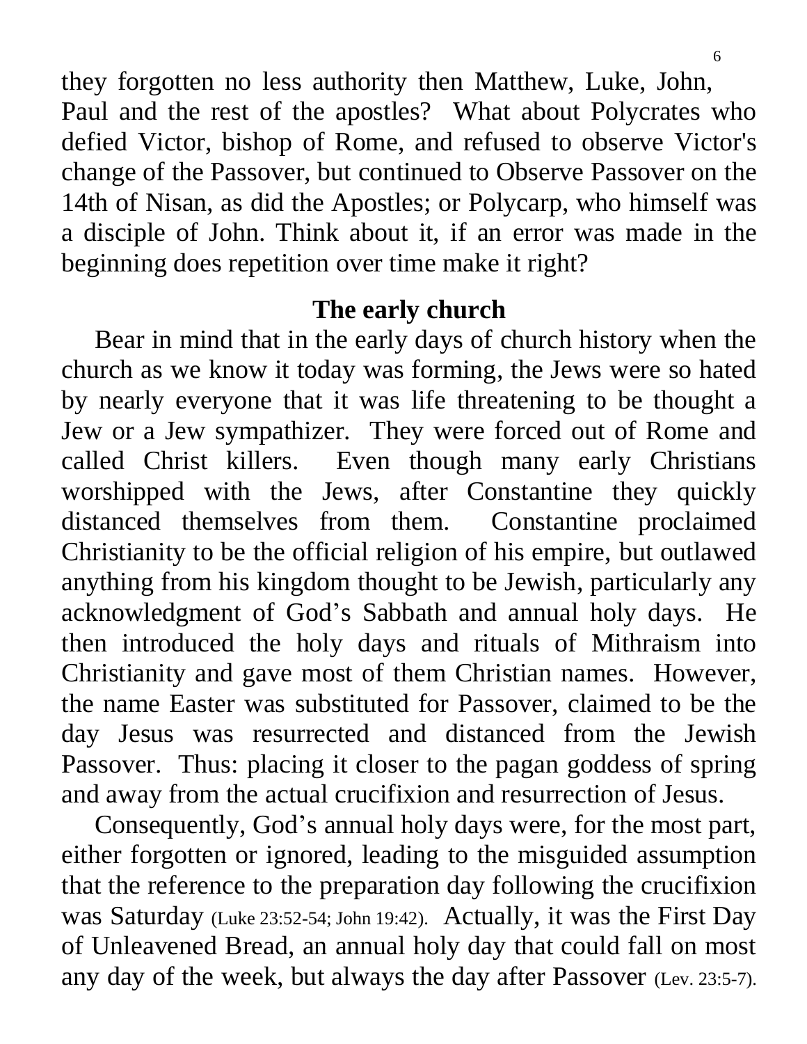they forgotten no less authority then Matthew, Luke, John, Paul and the rest of the apostles? What about Polycrates who defied Victor, bishop of Rome, and refused to observe Victor's change of the Passover, but continued to Observe Passover on the 14th of Nisan, as did the Apostles; or Polycarp, who himself was a disciple of John. Think about it, if an error was made in the beginning does repetition over time make it right?

## The early church

Bear in mind that in the early days of church history when the church as we know it today was forming, the Jews were so hated by nearly everyone that it was life threatening to be thought a Jew or a Jew sympathizer. They were forced out of Rome and called Christ killers. Even though many early Christians worshipped with the Jews, after Constantine they quickly distanced themselves from them. Constantine proclaimed Christianity to be the official religion of his empire, but outlawed anything from his kingdom thought to be Jewish, particularly any acknowledgment of God's Sabbath and annual holy days. He then introduced the holy days and rituals of Mithraism into Christianity and gave most of them Christian names. However, the name Easter was substituted for Passover, claimed to be the day Jesus was resurrected and distanced from the Jewish Passover. Thus: placing it closer to the pagan goddess of spring and away from the actual crucifixion and resurrection of Jesus.

Consequently, God's annual holy days were, for the most part, either forgotten or ignored, leading to the misguided assumption that the reference to the preparation day following the crucifixion was Saturday (Luke 23:52-54; John 19:42). Actually, it was the First Day of Unleavened Bread, an annual holy day that could fall on most any day of the week, but always the day after Passover (Lev. 23:5-7).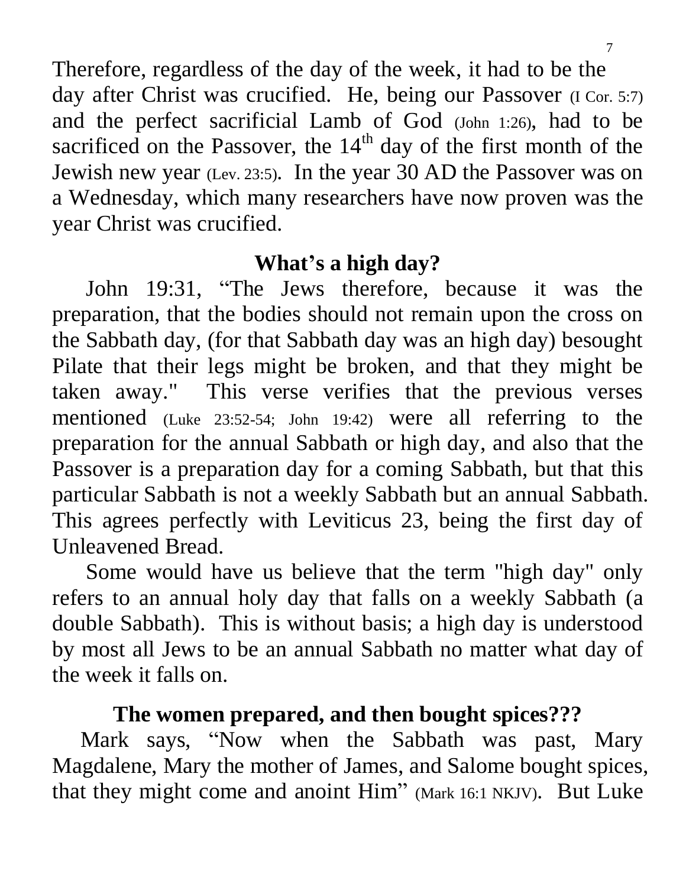Therefore, regardless of the day of the week, it had to be the day after Christ was crucified. He, being our Passover (I Cor. 5:7) and the perfect sacrificial Lamb of God (John 1:26), had to be sacrificed on the Passover, the 14th day of the first month of the Jewish new year (Lev. 23:5). In the year 30 AD the Passover was on a Wednesday, which many researchers have now proven was the year Christ was crucified.

## What's a high day?

John 19:31, "The Jews therefore, because it was the preparation, that the bodies should not remain upon the cross on the Sabbath day, (for that Sabbath day was an high day) besought Pilate that their legs might be broken, and that they might be taken away." This verse verifies that the previous verses mentioned (Luke 23:52-54; John 19:42) were all referring to the preparation for the annual Sabbath or high day, and also that the Passover is a preparation day for a coming Sabbath, but that this particular Sabbath is not a weekly Sabbath but an annual Sabbath. This agrees perfectly with Leviticus 23, being the first day of Unleavened Bread.

Some would have us believe that the term "high day" only refers to an annual holy day that falls on a weekly Sabbath (a double Sabbath). This is without basis; a high day is understood by most all Jews to be an annual Sabbath no matter what day of the week it falls on.

## The women prepared, and then bought spices???

Mark says, "Now when the Sabbath was past, Mary Magdalene, Mary the mother of James, and Salome bought spices, that they might come and anoint Him" (Mark 16:1 NKJV). But Luke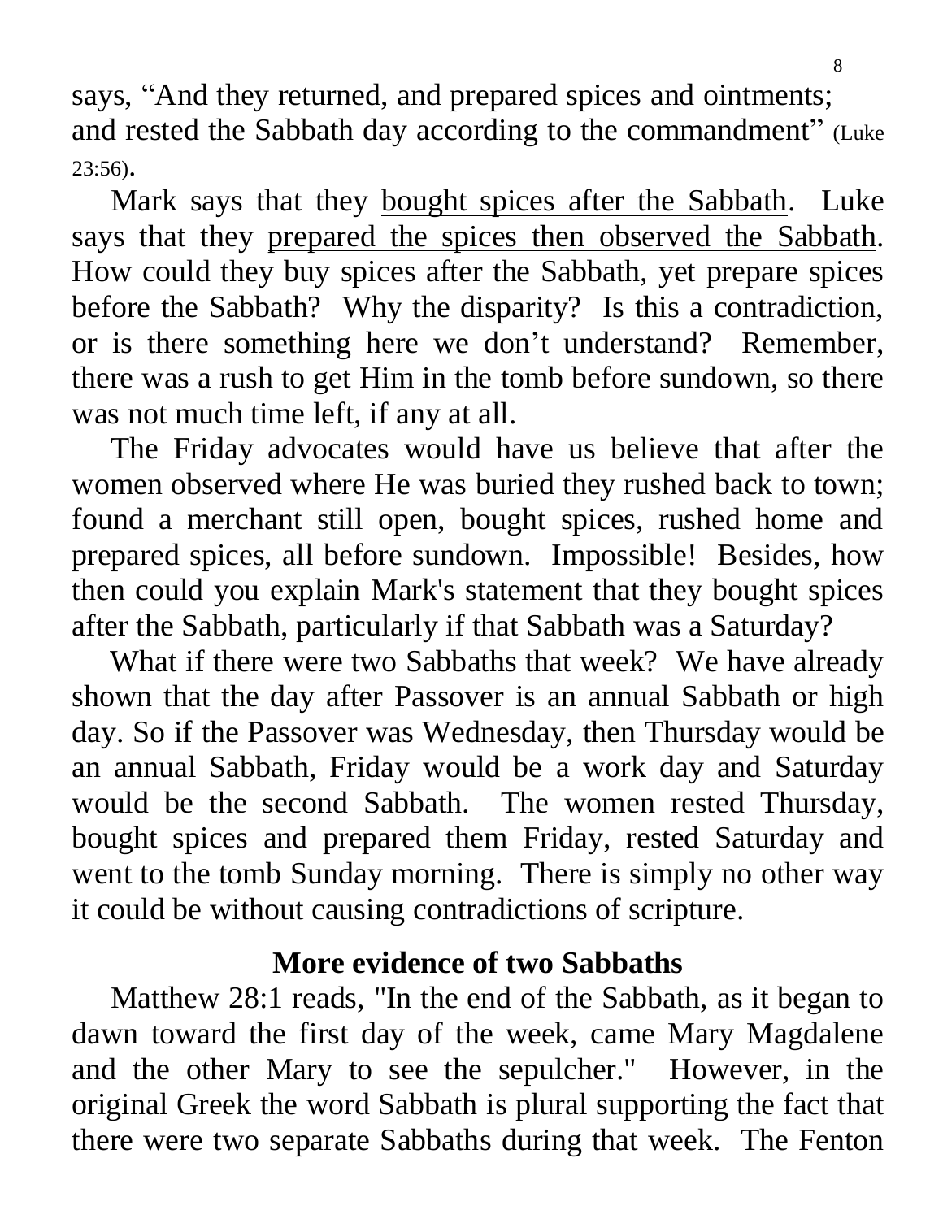says, "And they returned, and prepared spices and ointments; and rested the Sabbath day according to the commandment" (Luke 23:56).

Mark says that they <u>bought spices after the Sabbath</u>. Luke says that they <u>prepared the spices then observed the Sabbath</u>. How could they buy spices after the Sabbath, yet prepare spices before the Sabbath? Why the disparity? Is this a contradiction, or is there something here we don't understand? Remember, there was a rush to get Him in the tomb before sundown, so there was not much time left, if any at all.

The Friday advocates would have us believe that after the women observed where He was buried they rushed back to town; found a merchant still open, bought spices, rushed home and prepared spices, all before sundown. Impossible! Besides, how then could you explain Mark's statement that they bought spices after the Sabbath, particularly if that Sabbath was a Saturday?

What if there were two Sabbaths that week? We have already shown that the day after Passover is an annual Sabbath or high day. So if the Passover was Wednesday, then Thursday would be an annual Sabbath, Friday would be a work day and Saturday would be the second Sabbath. The women rested Thursday, bought spices and prepared them Friday, rested Saturday and went to the tomb Sunday morning. There is simply no other way it could be without causing contradictions of scripture.

## More evidence of two Sabbaths

Matthew 28:1 reads, "In the end of the Sabbath, as it began to dawn toward the first day of the week, came Mary Magdalene and the other Mary to see the sepulcher." However, in the original Greek the word Sabbath is plural supporting the fact that there were two separate Sabbaths during that week. The Fenton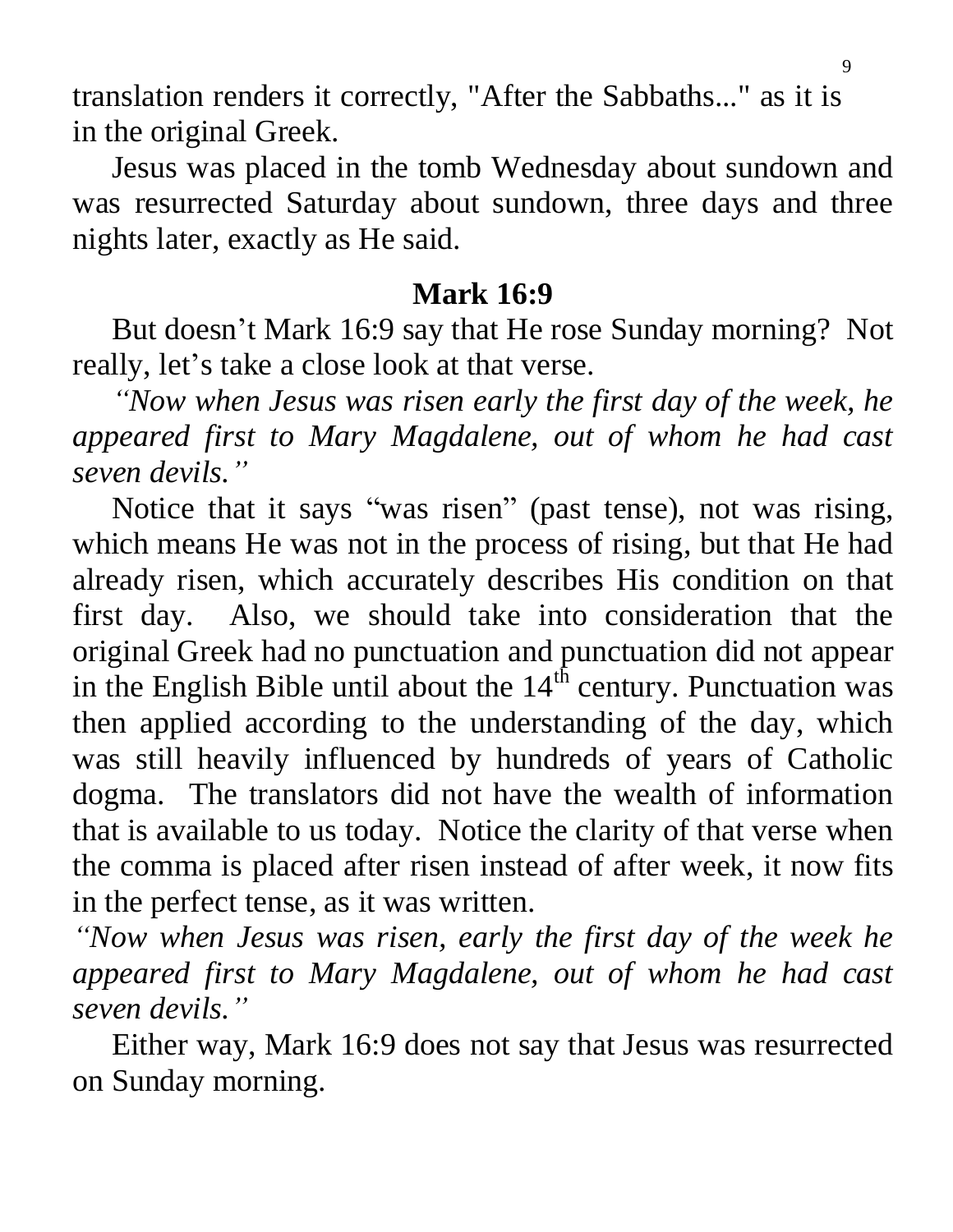translation renders it correctly, "After the Sabbaths..." as it is in the original Greek.

Jesus was placed in the tomb Wednesday about sundown and was resurrected Saturday about sundown, three days and three nights later, exactly as He said.

## Mark 16:9

But doesn't Mark 16:9 say that He rose Sunday morning? Not really, let's take a close look at that verse.

*"Now when Jesus was risen early the first day of the week, he appeared first to Mary Magdalene, out of whom he had cast seven devils."*

Notice that it says "was risen" (past tense), not was rising, which means He was not in the process of rising, but that He had already risen, which accurately describes His condition on that first day. Also, we should take into consideration that the original Greek had no punctuation and punctuation did not appear in the English Bible until about the 14th century. Punctuation was then applied according to the understanding of the day, which was still heavily influenced by hundreds of years of Catholic dogma. The translators did not have the wealth of information that is available to us today. Notice the clarity of that verse when the comma is placed after risen instead of after week, it now fits in the perfect tense, as it was written.

*"Now when Jesus was risen, early the first day of the week he appeared first to Mary Magdalene, out of whom he had cast seven devils."*

Either way, Mark 16:9 does not say that Jesus was resurrected on Sunday morning.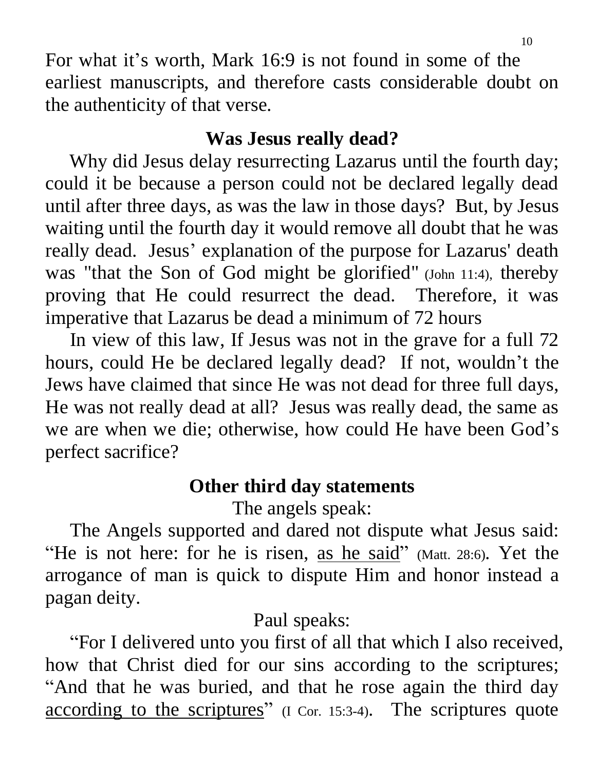For what it's worth, Mark 16:9 is not found in some of the earliest manuscripts, and therefore casts considerable doubt on the authenticity of that verse.

## Was Jesus really dead?

Why did Jesus delay resurrecting Lazarus until the fourth day; could it be because a person could not be declared legally dead until after three days, as was the law in those days? But, by Jesus waiting until the fourth day it would remove all doubt that he was really dead. Jesus' explanation of the purpose for Lazarus' death was "that the Son of God might be glorified" (John 11:4), thereby proving that He could resurrect the dead. Therefore, it was imperative that Lazarus be dead a minimum of 72 hours

In view of this law, If Jesus was not in the grave for a full 72 hours, could He be declared legally dead? If not, wouldn't the Jews have claimed that since He was not dead for three full days, He was not really dead at all? Jesus was really dead, the same as we are when we die; otherwise, how could He have been God's perfect sacrifice?

## Other third day statements

The angels speak:

The Angels supported and dared not dispute what Jesus said: "He is not here: for he is risen, as he said" (Matt. 28:6). Yet the arrogance of man is quick to dispute Him and honor instead a pagan deity.

Paul speaks:

"For I delivered unto you first of all that which I also received, how that Christ died for our sins according to the scriptures; "And that he was buried, and that he rose again the third day according to the scriptures" (I Cor. 15:3-4). The scriptures quote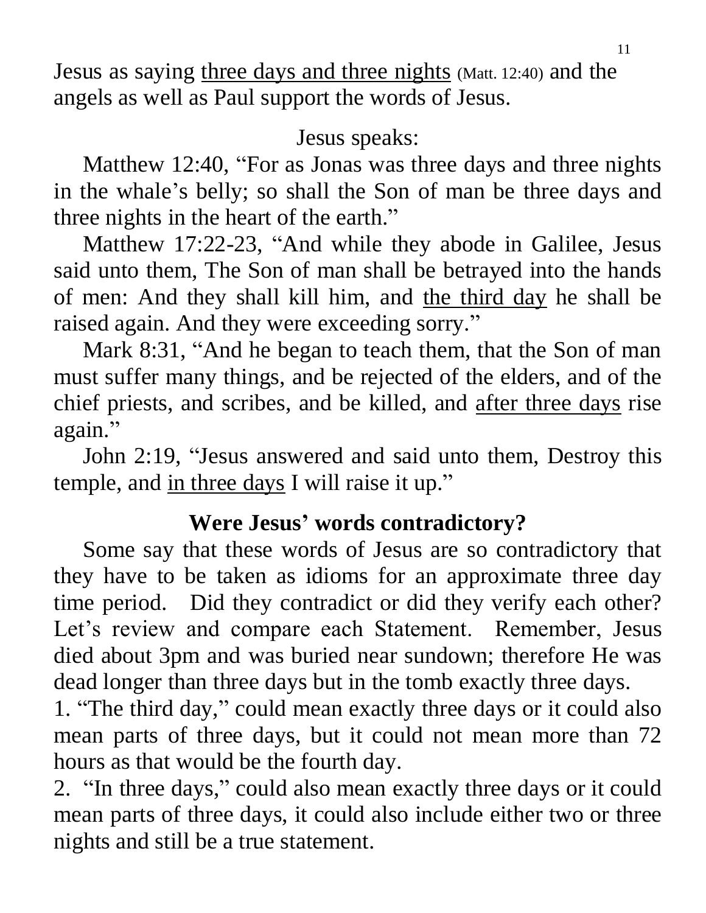Jesus as saying <u>three days and three nights</u> (Matt. 12:40) and the angels as well as Paul support the words of Jesus.

Jesus speaks:

Matthew 12:40, "For as Jonas was three days and three nights in the whale's belly; so shall the Son of man be three days and three nights in the heart of the earth."

Matthew 17:22-23, "And while they abode in Galilee, Jesus said unto them, The Son of man shall be betrayed into the hands of men: And they shall kill him, and <u>the third day</u> he shall be raised again. And they were exceeding sorry."

Mark 8:31, "And he began to teach them, that the Son of man must suffer many things, and be rejected of the elders, and of the chief priests, and scribes, and be killed, and <u>after three days</u> rise again."

John 2:19, "Jesus answered and said unto them, Destroy this temple, and <u>in three days</u> I will raise it up."

## Were Jesus' words contradictory?

Some say that these words of Jesus are so contradictory that they have to be taken as idioms for an approximate three day time period. Did they contradict or did they verify each other? Let's review and compare each Statement. Remember, Jesus died about 3pm and was buried near sundown; therefore He was dead longer than three days but in the tomb exactly three days.

1. "The third day," could mean exactly three days or it could also mean parts of three days, but it could not mean more than 72 hours as that would be the fourth day.
2. "In three days," could also mean exactly three days or it could mean parts of three days, it could also include either two or three nights and still be a true statement.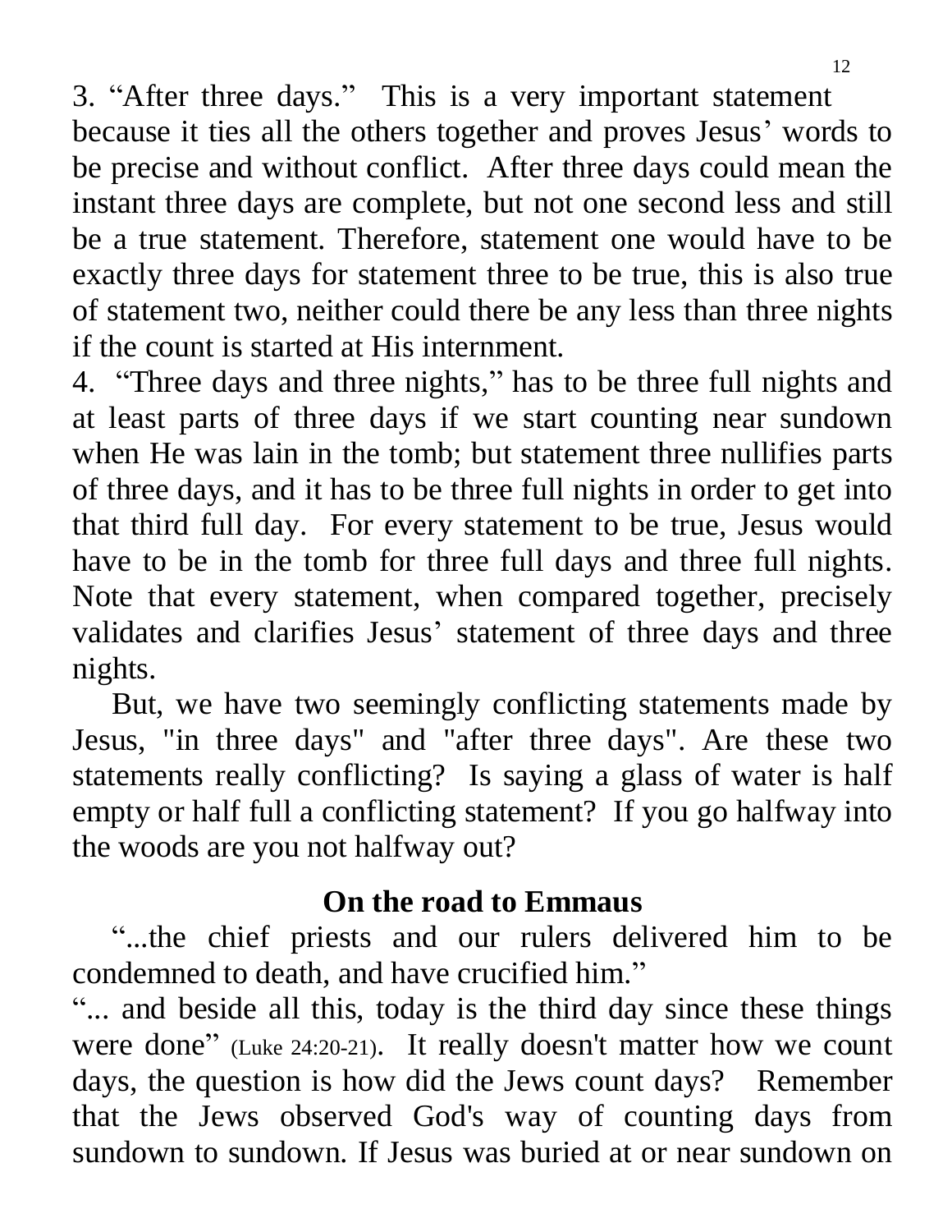3. “After three days.” This is a very important statement because it ties all the others together and proves Jesus’ words to be precise and without conflict. After three days could mean the instant three days are complete, but not one second less and still be a true statement. Therefore, statement one would have to be exactly three days for statement three to be true, this is also true of statement two, neither could there be any less than three nights if the count is started at His internment.

4. “Three days and three nights,” has to be three full nights and at least parts of three days if we start counting near sundown when He was lain in the tomb; but statement three nullifies parts of three days, and it has to be three full nights in order to get into that third full day. For every statement to be true, Jesus would have to be in the tomb for three full days and three full nights. Note that every statement, when compared together, precisely validates and clarifies Jesus’ statement of three days and three nights.

But, we have two seemingly conflicting statements made by Jesus, "in three days" and "after three days". Are these two statements really conflicting? Is saying a glass of water is half empty or half full a conflicting statement? If you go halfway into the woods are you not halfway out?

## On the road to Emmaus

“...the chief priests and our rulers delivered him to be condemned to death, and have crucified him.”

“... and beside all this, today is the third day since these things were done” (Luke 24:20-21). It really doesn't matter how we count days, the question is how did the Jews count days? Remember that the Jews observed God's way of counting days from sundown to sundown. If Jesus was buried at or near sundown on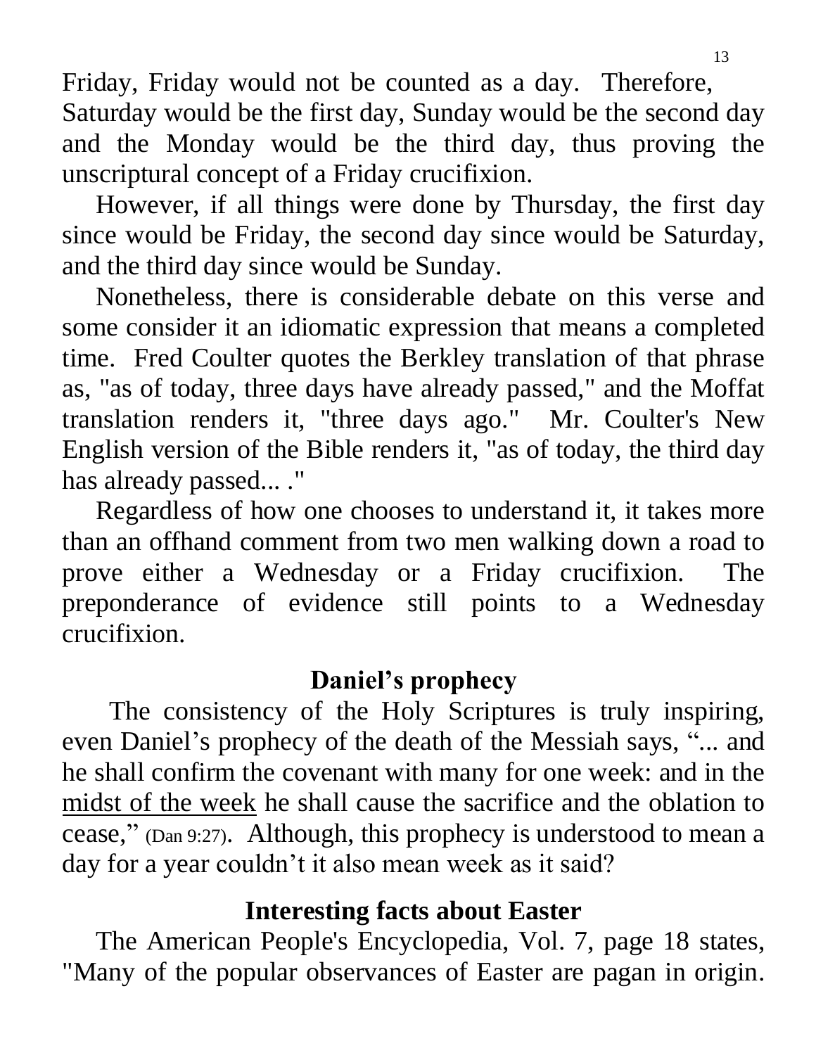Friday, Friday would not be counted as a day. Therefore, Saturday would be the first day, Sunday would be the second day and the Monday would be the third day, thus proving the unscriptural concept of a Friday crucifixion.

However, if all things were done by Thursday, the first day since would be Friday, the second day since would be Saturday, and the third day since would be Sunday.

Nonetheless, there is considerable debate on this verse and some consider it an idiomatic expression that means a completed time. Fred Coulter quotes the Berkley translation of that phrase as, "as of today, three days have already passed," and the Moffat translation renders it, "three days ago." Mr. Coulter's New English version of the Bible renders it, "as of today, the third day has already passed... ."

Regardless of how one chooses to understand it, it takes more than an offhand comment from two men walking down a road to prove either a Wednesday or a Friday crucifixion. The preponderance of evidence still points to a Wednesday crucifixion.

## Daniel's prophecy

The consistency of the Holy Scriptures is truly inspiring, even Daniel's prophecy of the death of the Messiah says, "... and he shall confirm the covenant with many for one week: and in the <u>midst of the week</u> he shall cause the sacrifice and the oblation to cease," (Dan 9:27). Although, this prophecy is understood to mean a day for a year couldn't it also mean week as it said?

## Interesting facts about Easter

The American People's Encyclopedia, Vol. 7, page 18 states, "Many of the popular observances of Easter are pagan in origin.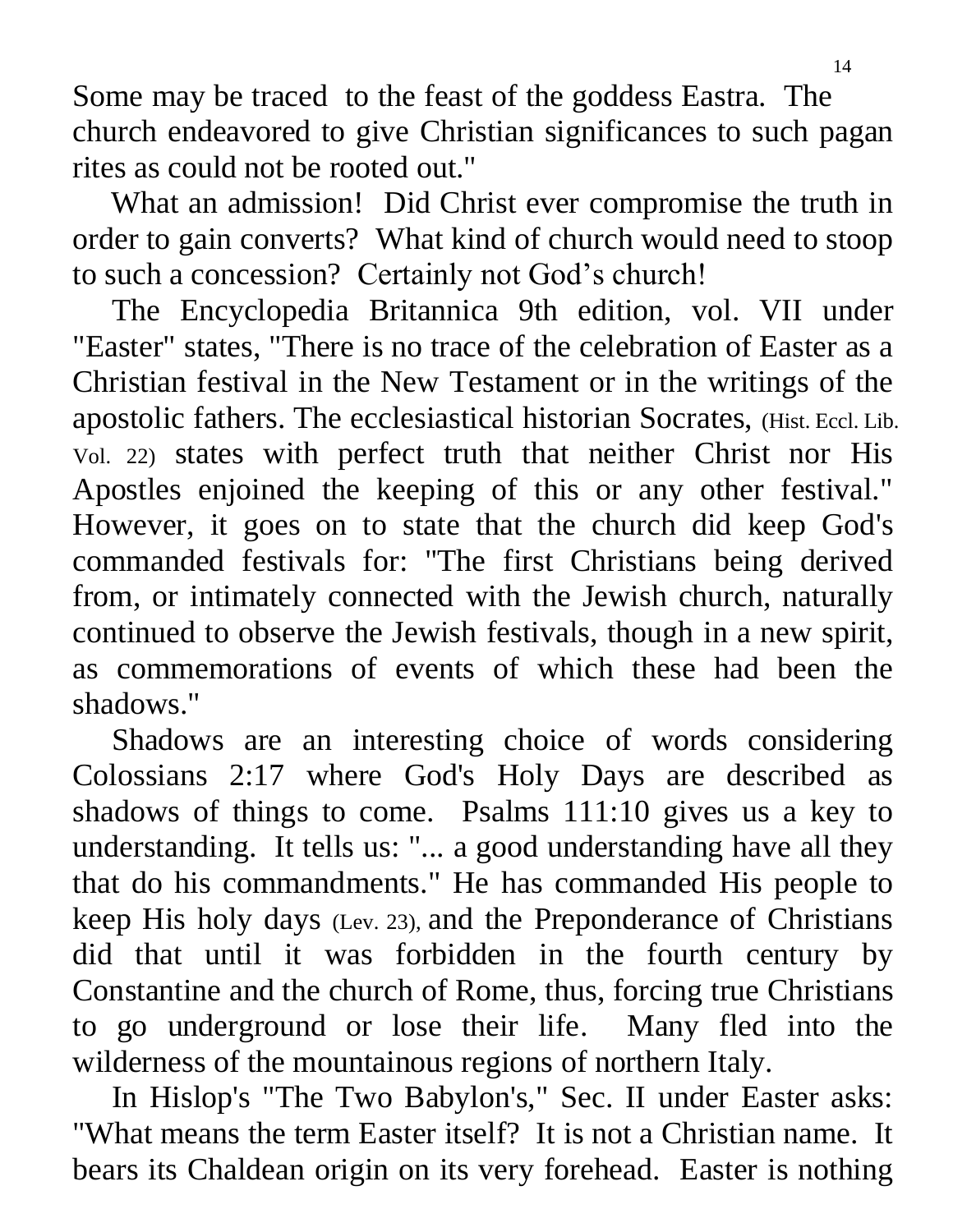Some may be traced to the feast of the goddess Eastra. The church endeavored to give Christian significances to such pagan rites as could not be rooted out."

What an admission! Did Christ ever compromise the truth in order to gain converts? What kind of church would need to stoop to such a concession? Certainly not God's church!

The Encyclopedia Britannica 9th edition, vol. VII under "Easter" states, "There is no trace of the celebration of Easter as a Christian festival in the New Testament or in the writings of the apostolic fathers. The ecclesiastical historian Socrates, (Hist. Eccl. Lib. Vol. 22) states with perfect truth that neither Christ nor His Apostles enjoined the keeping of this or any other festival." However, it goes on to state that the church did keep God's commanded festivals for: "The first Christians being derived from, or intimately connected with the Jewish church, naturally continued to observe the Jewish festivals, though in a new spirit, as commemorations of events of which these had been the shadows."

Shadows are an interesting choice of words considering Colossians 2:17 where God's Holy Days are described as shadows of things to come. Psalms 111:10 gives us a key to understanding. It tells us: "... a good understanding have all they that do his commandments." He has commanded His people to keep His holy days (Lev. 23), and the Preponderance of Christians did that until it was forbidden in the fourth century by Constantine and the church of Rome, thus, forcing true Christians to go underground or lose their life. Many fled into the wilderness of the mountainous regions of northern Italy.

In Hislop's "The Two Babylon's," Sec. II under Easter asks: "What means the term Easter itself? It is not a Christian name. It bears its Chaldean origin on its very forehead. Easter is nothing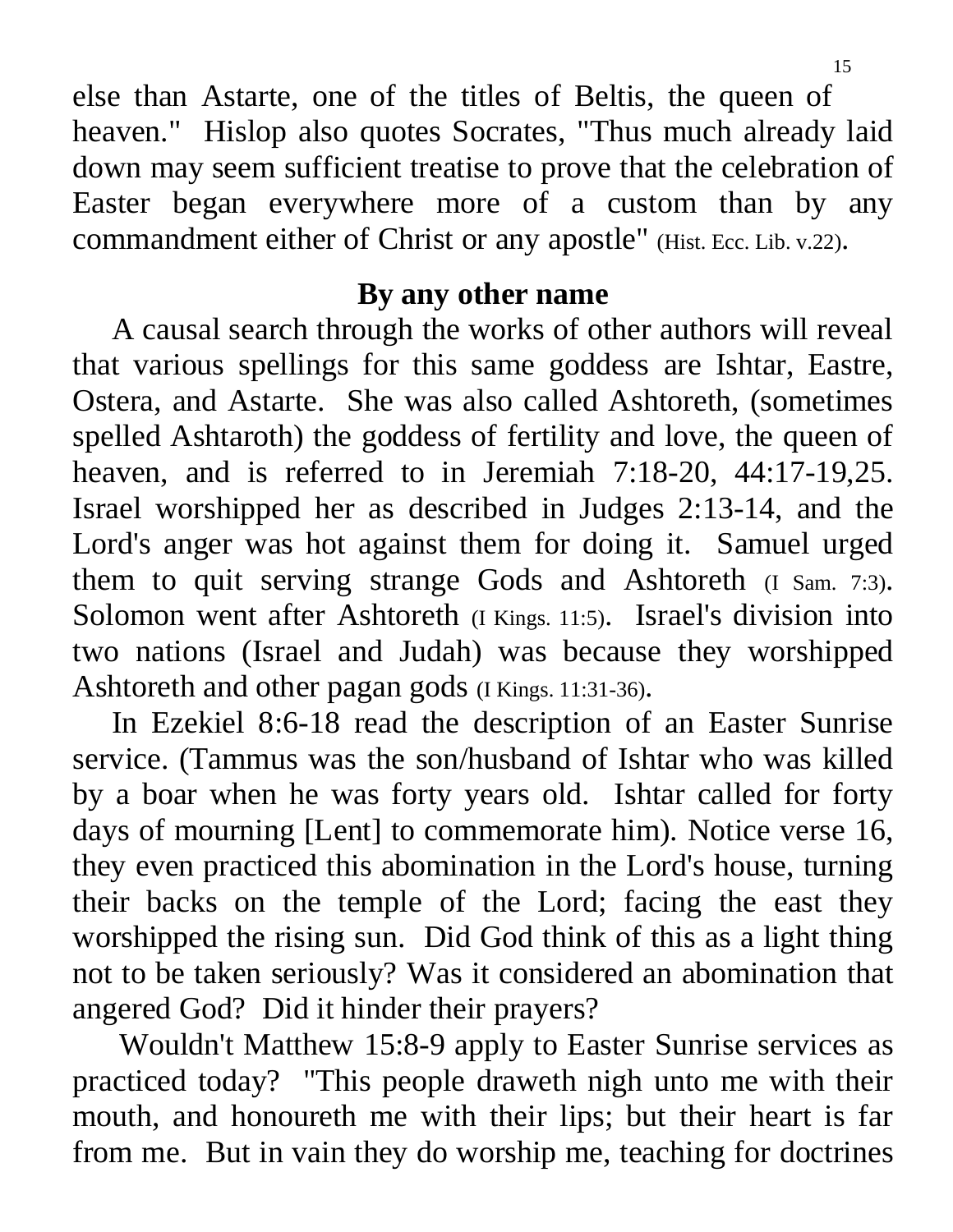else than Astarte, one of the titles of Beltis, the queen of heaven." Hislop also quotes Socrates, "Thus much already laid down may seem sufficient treatise to prove that the celebration of Easter began everywhere more of a custom than by any commandment either of Christ or any apostle" (Hist. Ecc. Lib. v.22).

## By any other name

A causal search through the works of other authors will reveal that various spellings for this same goddess are Ishtar, Eastre, Ostera, and Astarte. She was also called Ashtoreth, (sometimes spelled Ashtaroth) the goddess of fertility and love, the queen of heaven, and is referred to in Jeremiah 7:18-20, 44:17-19,25. Israel worshipped her as described in Judges 2:13-14, and the Lord's anger was hot against them for doing it. Samuel urged them to quit serving strange Gods and Ashtoreth (I Sam. 7:3). Solomon went after Ashtoreth (I Kings. 11:5). Israel's division into two nations (Israel and Judah) was because they worshipped Ashtoreth and other pagan gods (I Kings. 11:31-36).

In Ezekiel 8:6-18 read the description of an Easter Sunrise service. (Tammus was the son/husband of Ishtar who was killed by a boar when he was forty years old. Ishtar called for forty days of mourning [Lent] to commemorate him). Notice verse 16, they even practiced this abomination in the Lord's house, turning their backs on the temple of the Lord; facing the east they worshipped the rising sun. Did God think of this as a light thing not to be taken seriously? Was it considered an abomination that angered God? Did it hinder their prayers?

Wouldn't Matthew 15:8-9 apply to Easter Sunrise services as practiced today? "This people draweth nigh unto me with their mouth, and honoureth me with their lips; but their heart is far from me. But in vain they do worship me, teaching for doctrines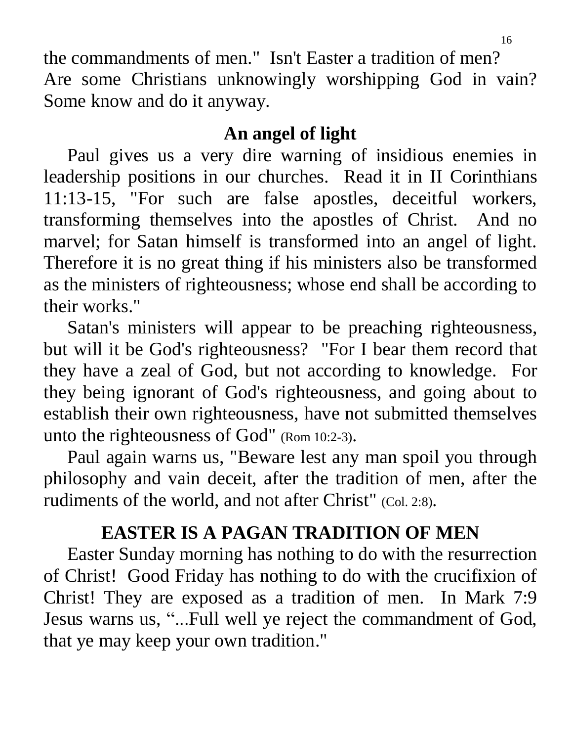the commandments of men." Isn't Easter a tradition of men? Are some Christians unknowingly worshipping God in vain? Some know and do it anyway.

## An angel of light

Paul gives us a very dire warning of insidious enemies in leadership positions in our churches. Read it in II Corinthians 11:13-15, "For such are false apostles, deceitful workers, transforming themselves into the apostles of Christ. And no marvel; for Satan himself is transformed into an angel of light. Therefore it is no great thing if his ministers also be transformed as the ministers of righteousness; whose end shall be according to their works."

Satan's ministers will appear to be preaching righteousness, but will it be God's righteousness? "For I bear them record that they have a zeal of God, but not according to knowledge. For they being ignorant of God's righteousness, and going about to establish their own righteousness, have not submitted themselves unto the righteousness of God" (Rom 10:2-3).

Paul again warns us, "Beware lest any man spoil you through philosophy and vain deceit, after the tradition of men, after the rudiments of the world, and not after Christ" (Col. 2:8).

## EASTER IS A PAGAN TRADITION OF MEN

Easter Sunday morning has nothing to do with the resurrection of Christ! Good Friday has nothing to do with the crucifixion of Christ! They are exposed as a tradition of men. In Mark 7:9 Jesus warns us, "...Full well ye reject the commandment of God, that ye may keep your own tradition."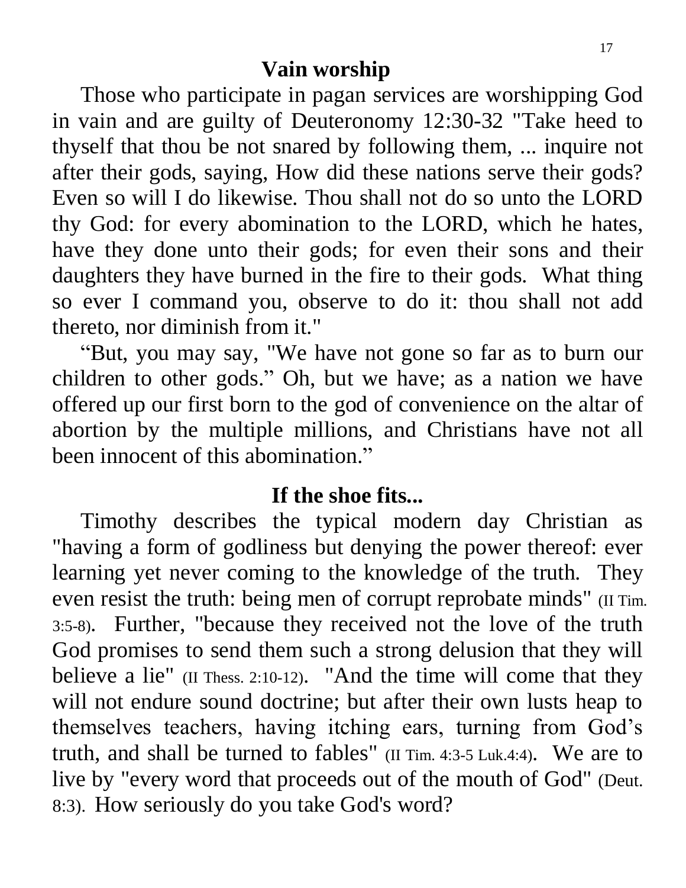## Vain worship

Those who participate in pagan services are worshipping God in vain and are guilty of Deuteronomy 12:30-32 "Take heed to thyself that thou be not snared by following them, ... inquire not after their gods, saying, How did these nations serve their gods? Even so will I do likewise. Thou shall not do so unto the LORD thy God: for every abomination to the LORD, which he hates, have they done unto their gods; for even their sons and their daughters they have burned in the fire to their gods. What thing so ever I command you, observe to do it: thou shall not add thereto, nor diminish from it."

"But, you may say, "We have not gone so far as to burn our children to other gods." Oh, but we have; as a nation we have offered up our first born to the god of convenience on the altar of abortion by the multiple millions, and Christians have not all been innocent of this abomination."

## If the shoe fits...

Timothy describes the typical modern day Christian as "having a form of godliness but denying the power thereof: ever learning yet never coming to the knowledge of the truth. They even resist the truth: being men of corrupt reprobate minds" (II Tim. 3:5-8). Further, "because they received not the love of the truth God promises to send them such a strong delusion that they will believe a lie" (II Thess. 2:10-12). "And the time will come that they will not endure sound doctrine; but after their own lusts heap to themselves teachers, having itching ears, turning from God's truth, and shall be turned to fables" (II Tim. 4:3-5 Luk.4:4). We are to live by "every word that proceeds out of the mouth of God" (Deut. 8:3). How seriously do you take God's word?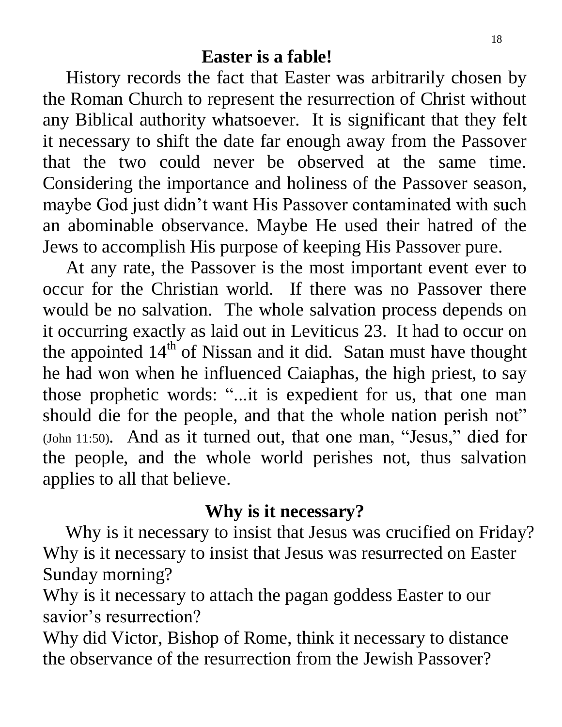## Easter is a fable!

History records the fact that Easter was arbitrarily chosen by the Roman Church to represent the resurrection of Christ without any Biblical authority whatsoever. It is significant that they felt it necessary to shift the date far enough away from the Passover that the two could never be observed at the same time. Considering the importance and holiness of the Passover season, maybe God just didn't want His Passover contaminated with such an abominable observance. Maybe He used their hatred of the Jews to accomplish His purpose of keeping His Passover pure.

At any rate, the Passover is the most important event ever to occur for the Christian world. If there was no Passover there would be no salvation. The whole salvation process depends on it occurring exactly as laid out in Leviticus 23. It had to occur on the appointed 14th of Nissan and it did. Satan must have thought he had won when he influenced Caiaphas, the high priest, to say those prophetic words: "...it is expedient for us, that one man should die for the people, and that the whole nation perish not" (John 11:50). And as it turned out, that one man, "Jesus," died for the people, and the whole world perishes not, thus salvation applies to all that believe.

## Why is it necessary?

Why is it necessary to insist that Jesus was crucified on Friday? Why is it necessary to insist that Jesus was resurrected on Easter Sunday morning?

Why is it necessary to attach the pagan goddess Easter to our savior's resurrection?

Why did Victor, Bishop of Rome, think it necessary to distance the observance of the resurrection from the Jewish Passover?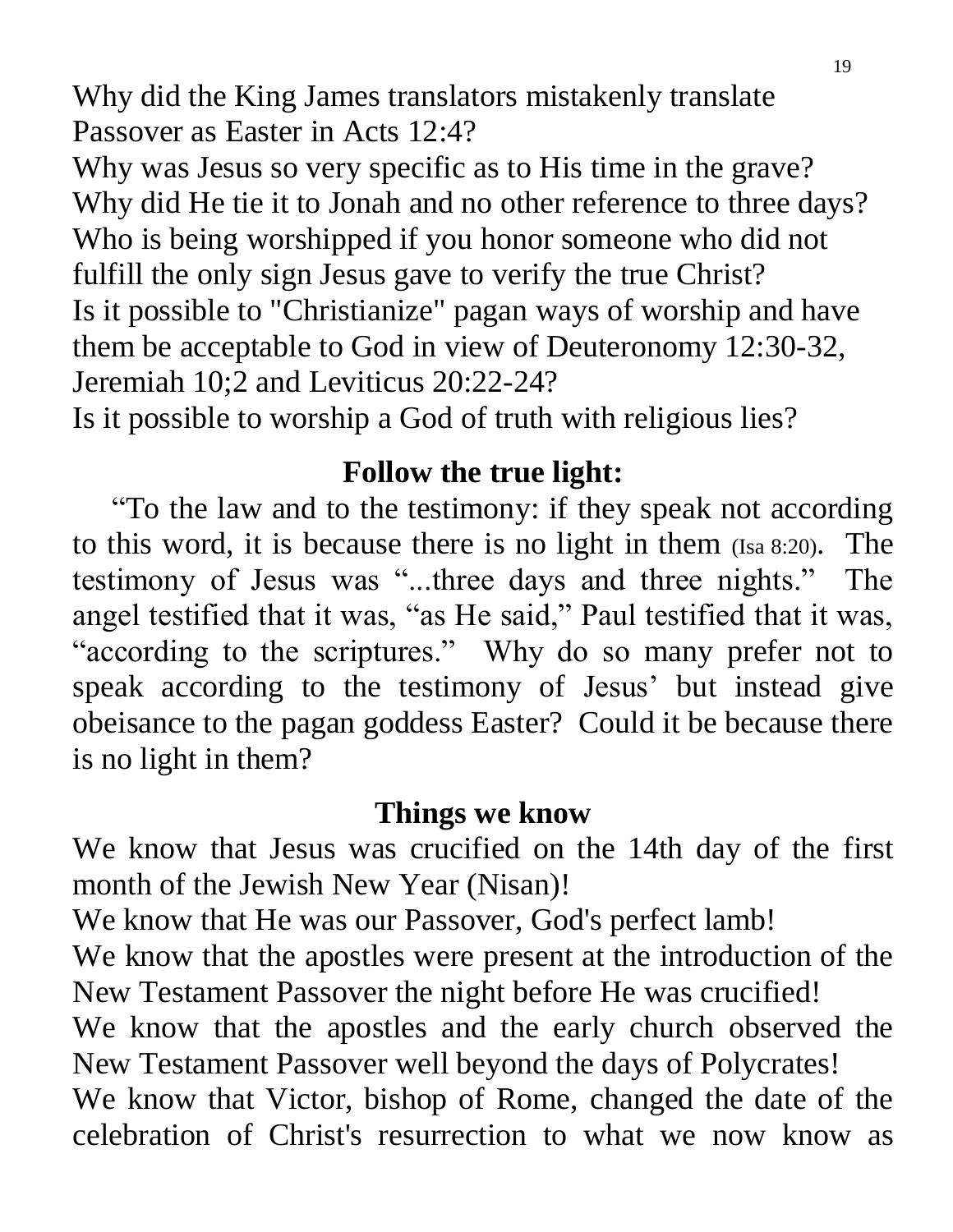Why did the King James translators mistakenly translate Passover as Easter in Acts 12:4?

Why was Jesus so very specific as to His time in the grave?

Why did He tie it to Jonah and no other reference to three days?

Who is being worshipped if you honor someone who did not fulfill the only sign Jesus gave to verify the true Christ?

Is it possible to "Christianize" pagan ways of worship and have them be acceptable to God in view of Deuteronomy 12:30-32, Jeremiah 10;2 and Leviticus 20:22-24?

Is it possible to worship a God of truth with religious lies?

## Follow the true light:

"To the law and to the testimony: if they speak not according to this word, it is because there is no light in them (Isa 8:20). The testimony of Jesus was "...three days and three nights." The angel testified that it was, "as He said," Paul testified that it was, "according to the scriptures." Why do so many prefer not to speak according to the testimony of Jesus' but instead give obeisance to the pagan goddess Easter? Could it be because there is no light in them?

## Things we know

We know that Jesus was crucified on the 14th day of the first month of the Jewish New Year (Nisan)!

We know that He was our Passover, God's perfect lamb!

We know that the apostles were present at the introduction of the New Testament Passover the night before He was crucified!

We know that the apostles and the early church observed the New Testament Passover well beyond the days of Polycrates!

We know that Victor, bishop of Rome, changed the date of the celebration of Christ's resurrection to what we now know as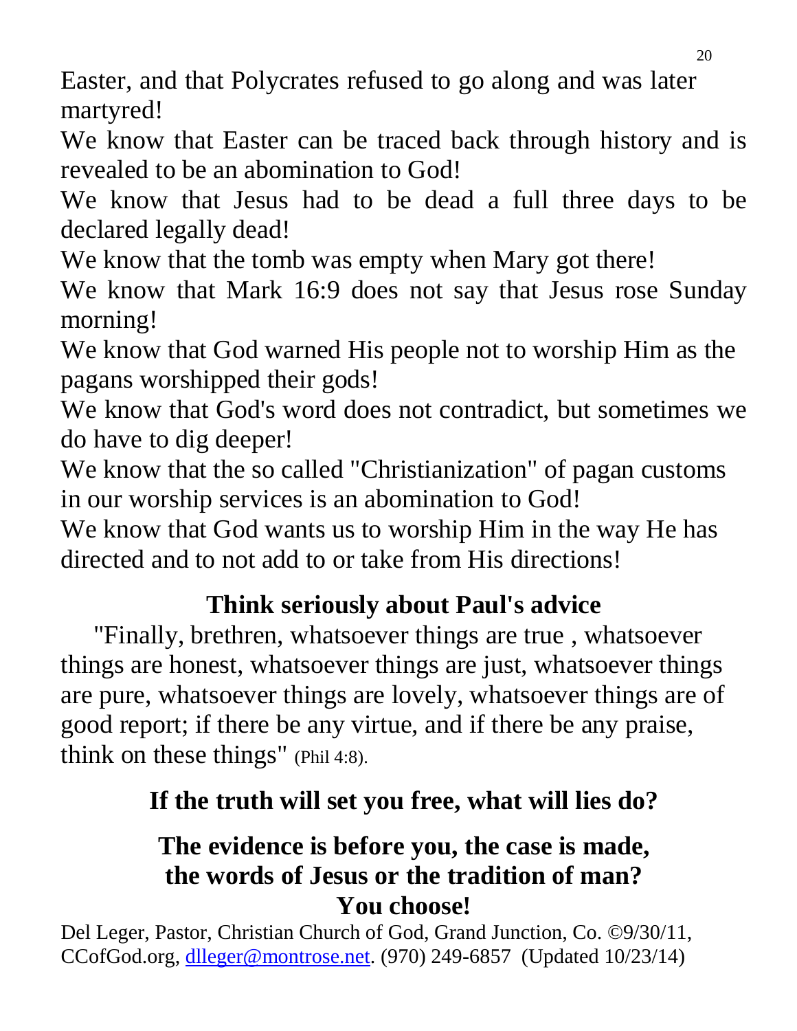Easter, and that Polycrates refused to go along and was later martyred!

We know that Easter can be traced back through history and is revealed to be an abomination to God!

We know that Jesus had to be dead a full three days to be declared legally dead!

We know that the tomb was empty when Mary got there!

We know that Mark 16:9 does not say that Jesus rose Sunday morning!

We know that God warned His people not to worship Him as the pagans worshipped their gods!

We know that God's word does not contradict, but sometimes we do have to dig deeper!

We know that the so called "Christianization" of pagan customs in our worship services is an abomination to God!

We know that God wants us to worship Him in the way He has directed and to not add to or take from His directions!

## Think seriously about Paul's advice

"Finally, brethren, whatsoever things are true , whatsoever things are honest, whatsoever things are just, whatsoever things are pure, whatsoever things are lovely, whatsoever things are of good report; if there be any virtue, and if there be any praise, think on these things" (Phil 4:8).

## If the truth will set you free, what will lies do?

## The evidence is before you, the case is made, the words of Jesus or the tradition of man? You choose!

Del Leger, Pastor, Christian Church of God, Grand Junction, Co. ©9/30/11, CCofGod.org, dlleger@montrose.net. (970) 249-6857 (Updated 10/23/14)